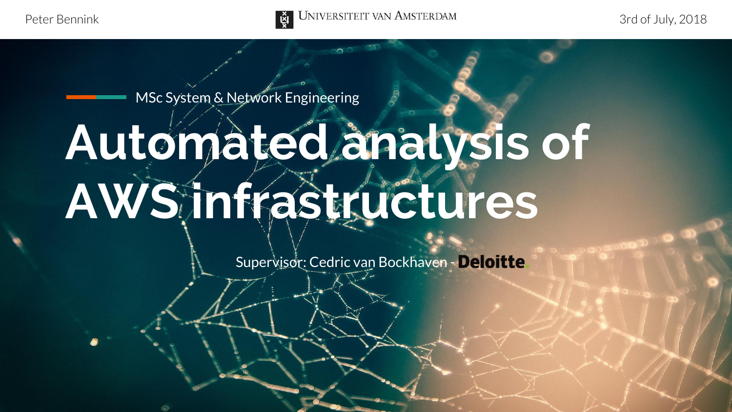Peter Bennink

Universiteit van Amsterdam

3rd of July, 2018

MSc System & Network Engineering

# Automated analysis of AWS infrastructures

Supervisor: Cedric van Bockhaven - Deloitte.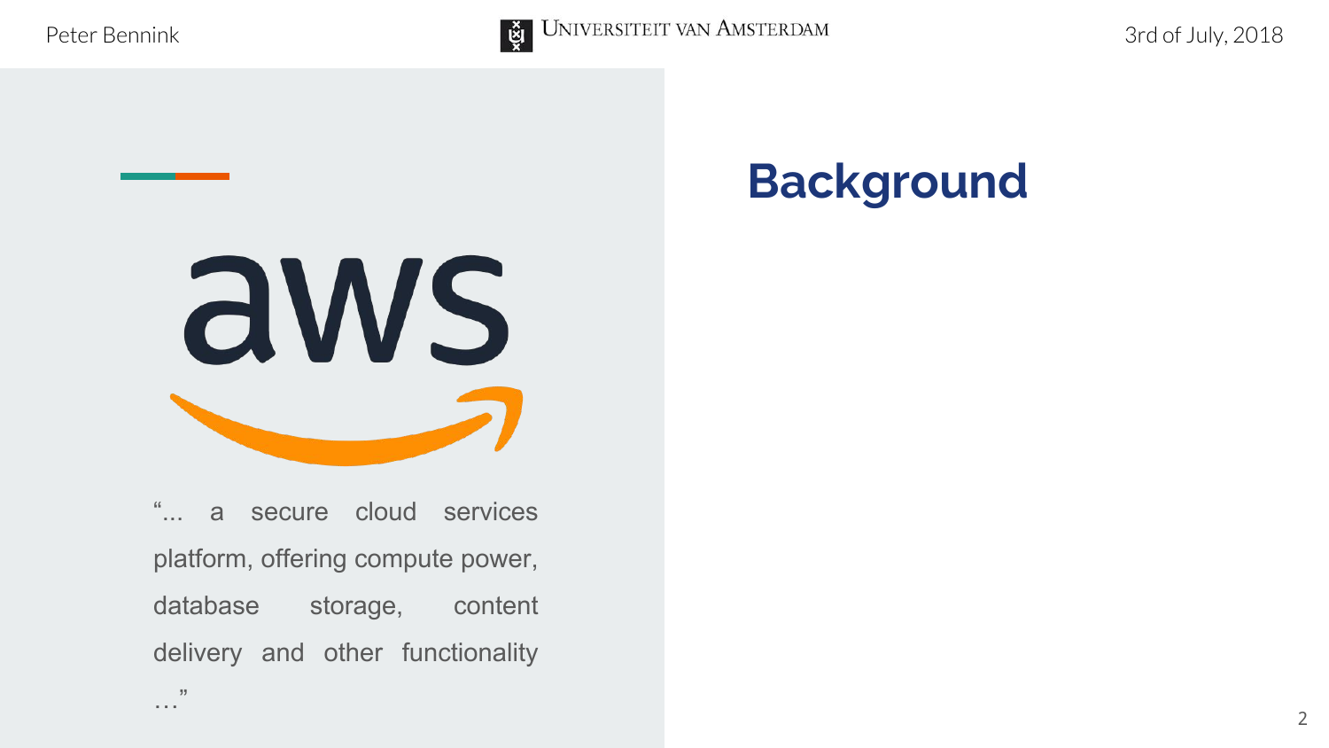# Background

aws

"... a secure cloud services platform, offering compute power, database storage, content delivery and other functionality …"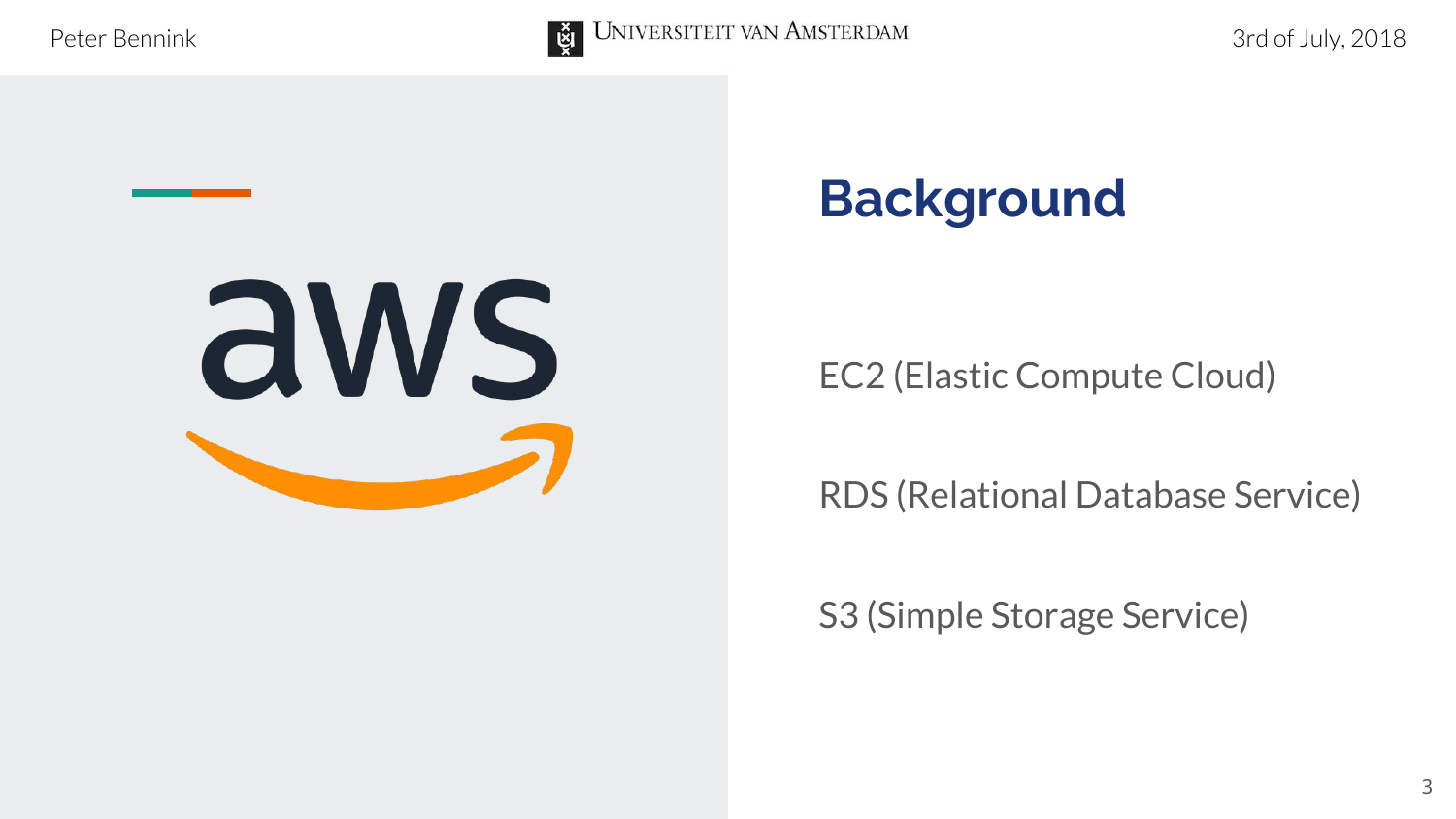# Background

EC2 (Elastic Compute Cloud)

RDS (Relational Database Service)

S3 (Simple Storage Service)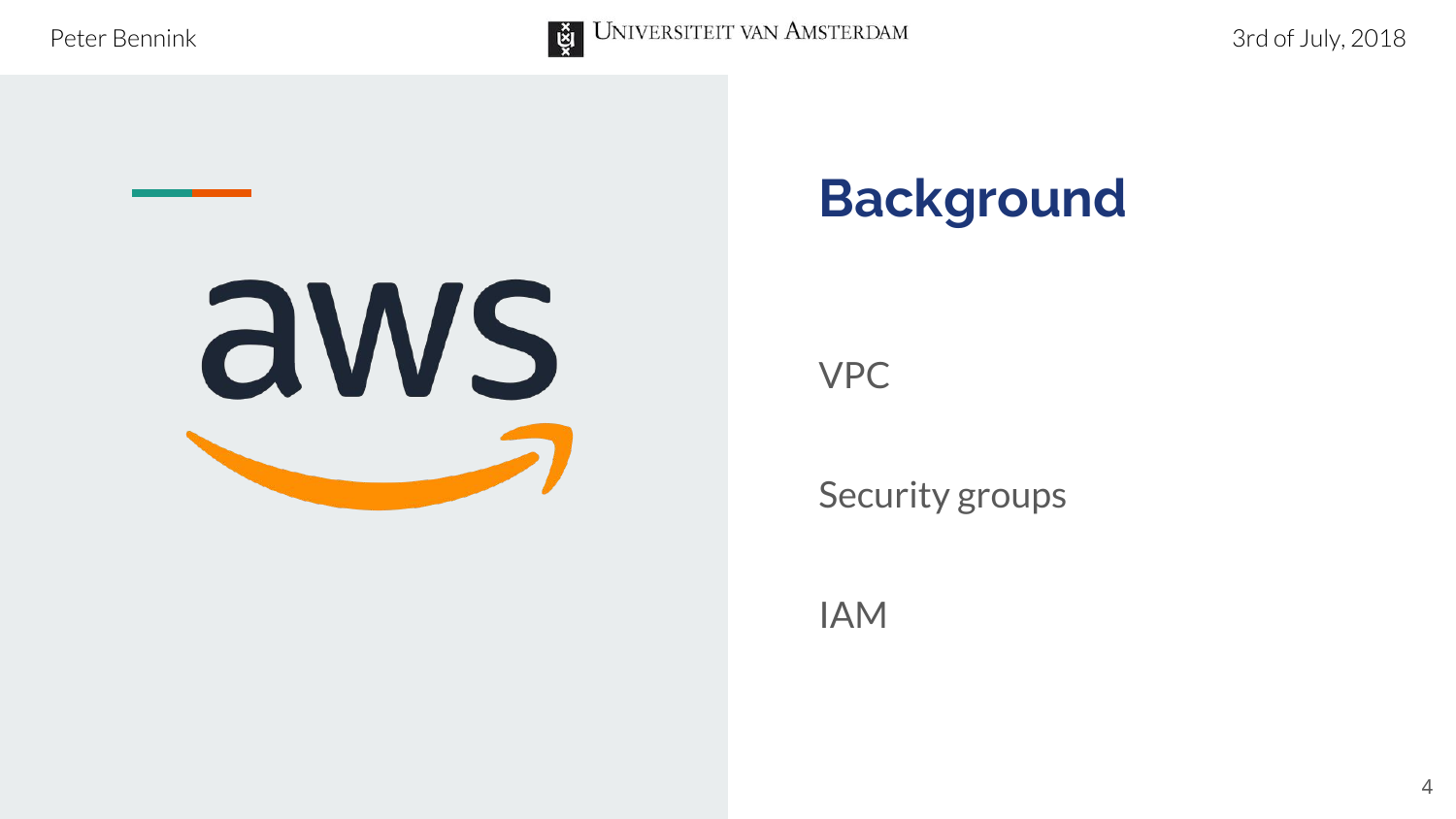# Background

VPC

Security groups

IAM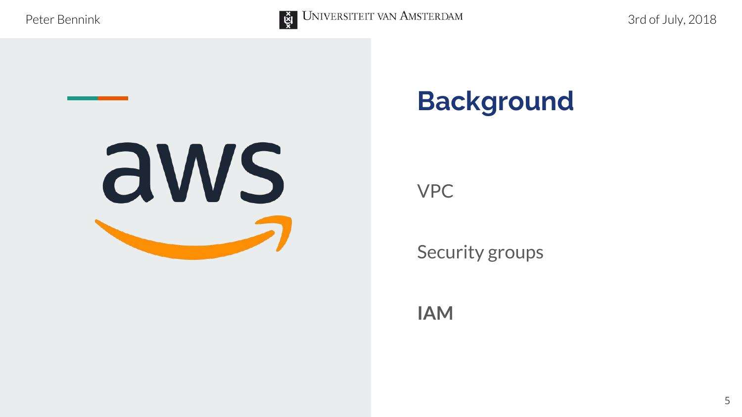# Background

VPC

Security groups

**IAM**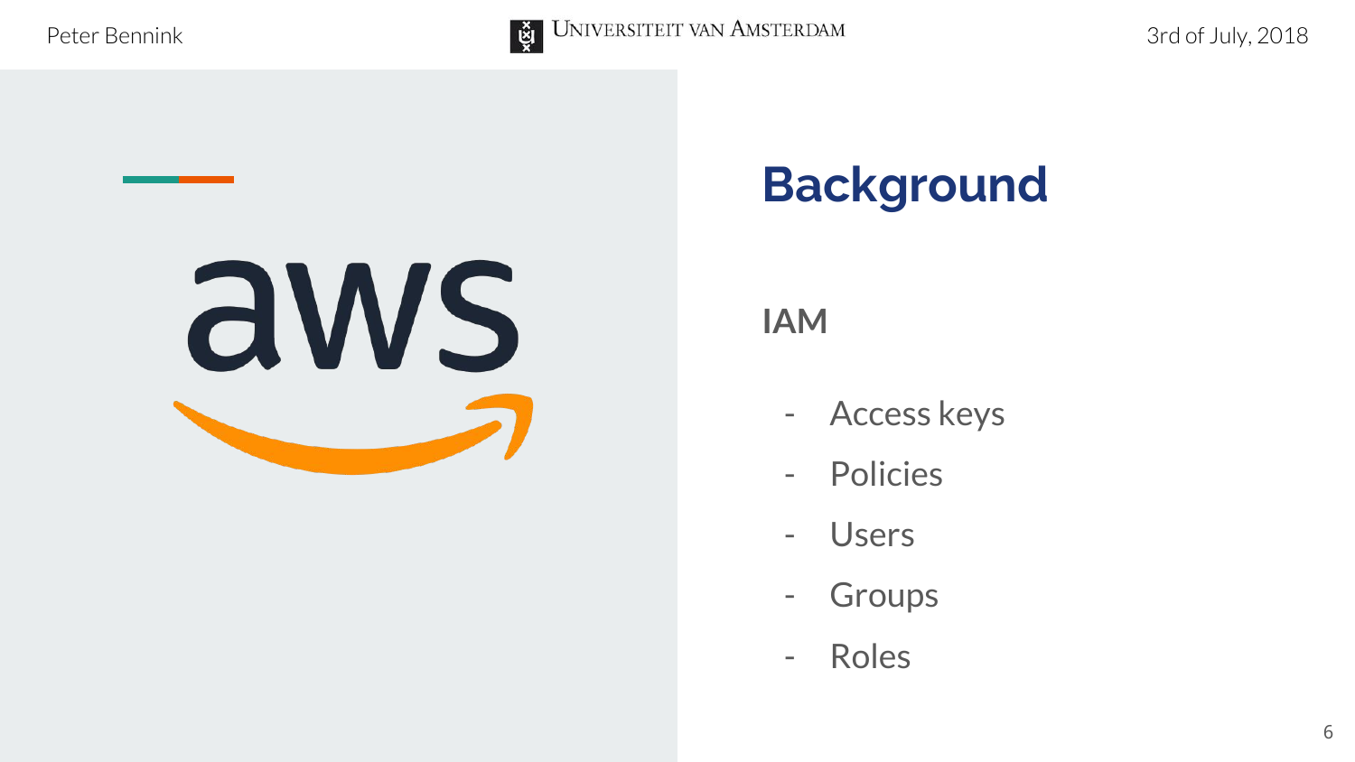# Background

## IAM

- Access keys
- Policies
- Users
- Groups
- Roles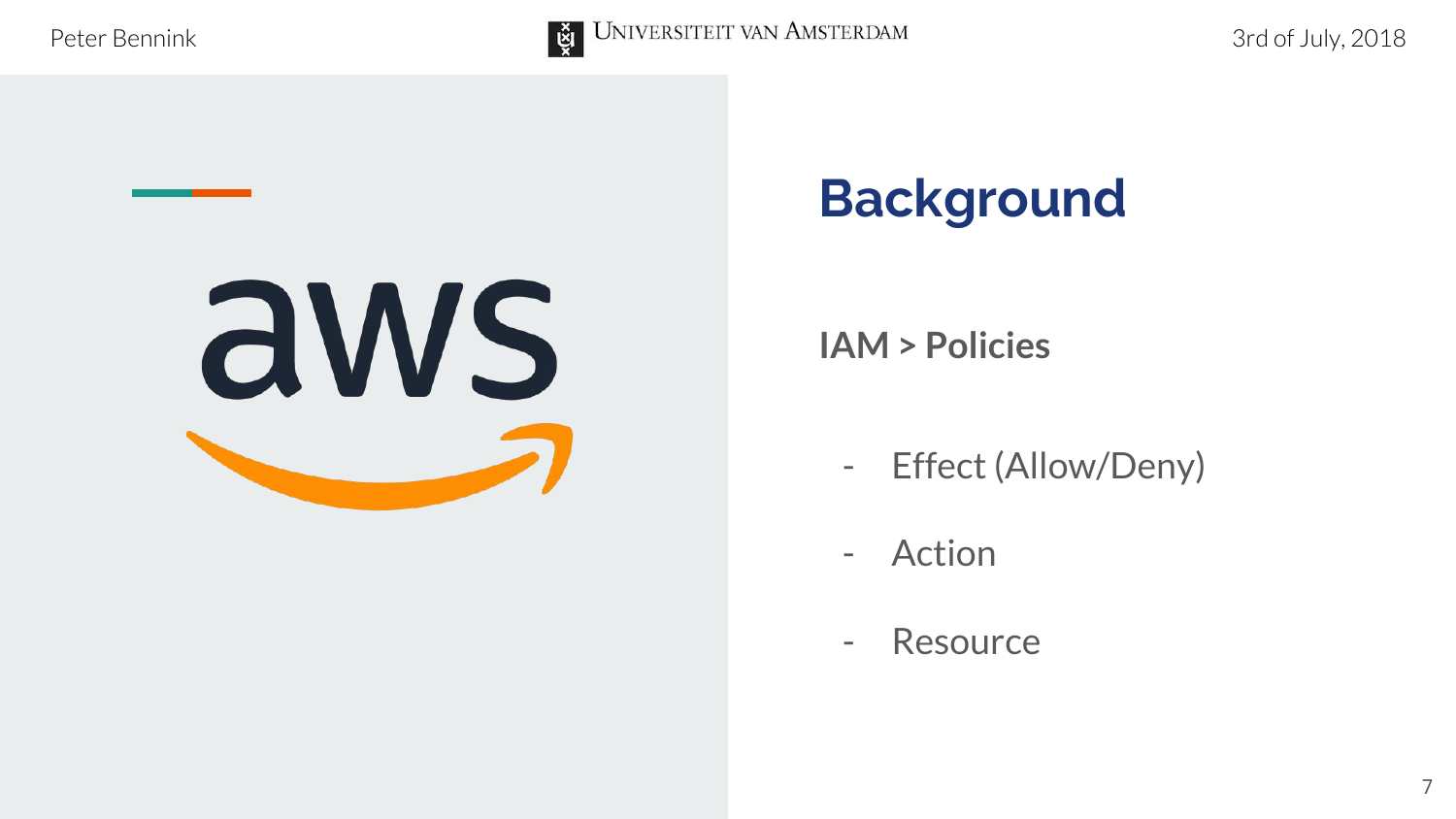# Background

**IAM > Policies**

- Effect (Allow/Deny)
- Action
- Resource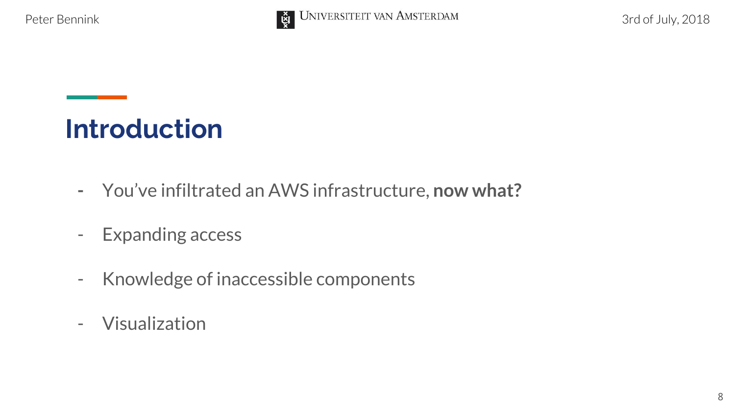# Introduction

- You've infiltrated an AWS infrastructure, **now what?**
- Expanding access
- Knowledge of inaccessible components
- Visualization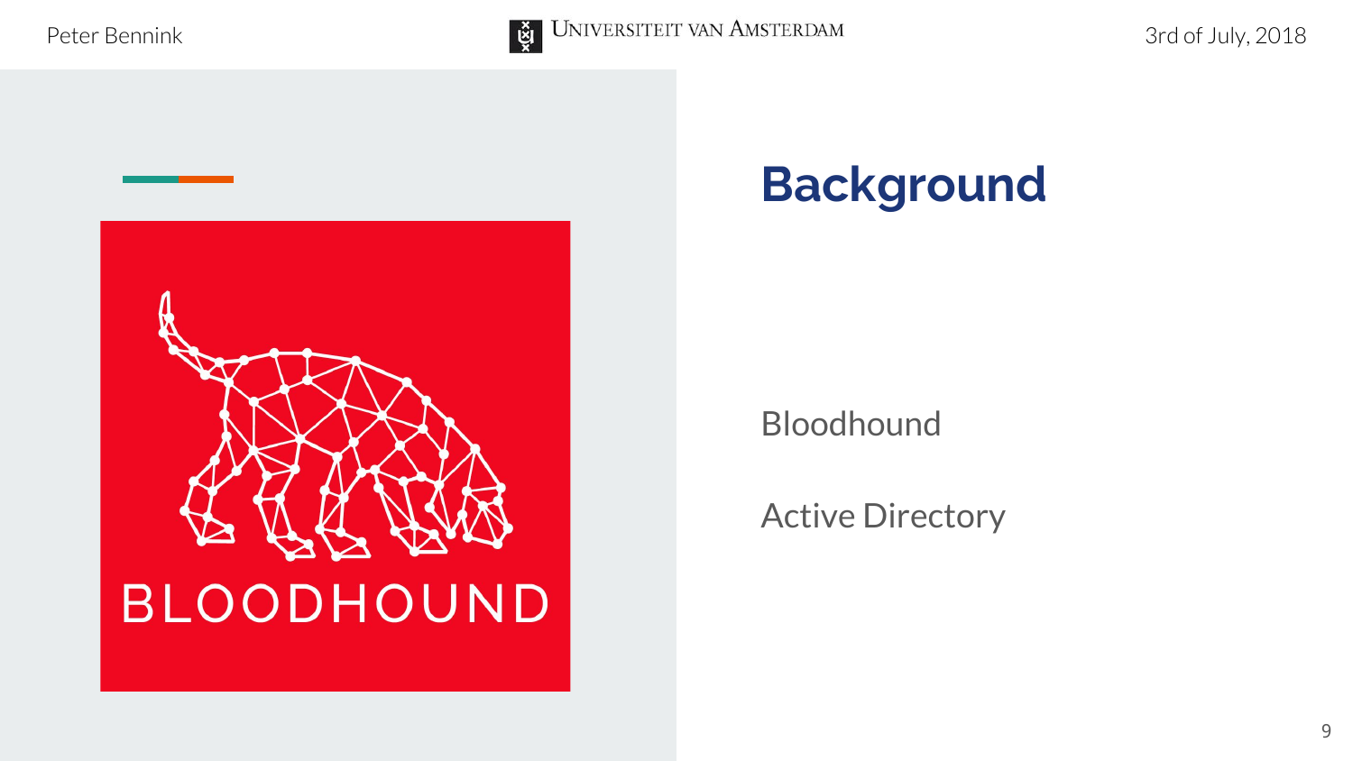# Background

Bloodhound

Active Directory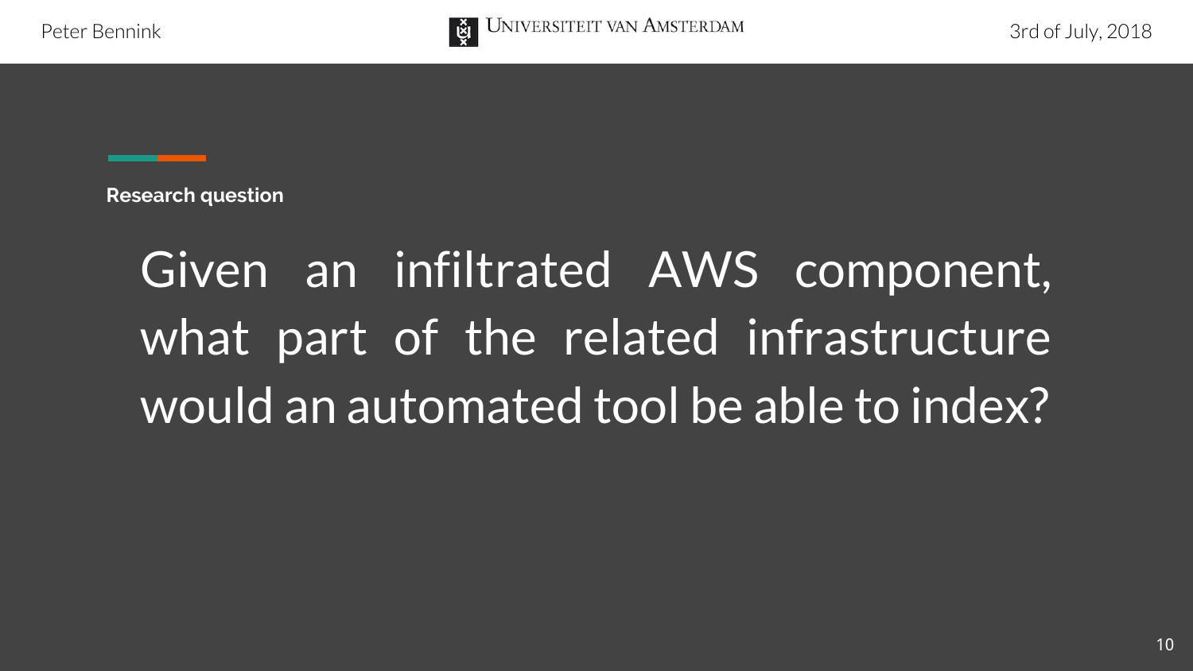**Research question**

Given an infiltrated AWS component, what part of the related infrastructure would an automated tool be able to index?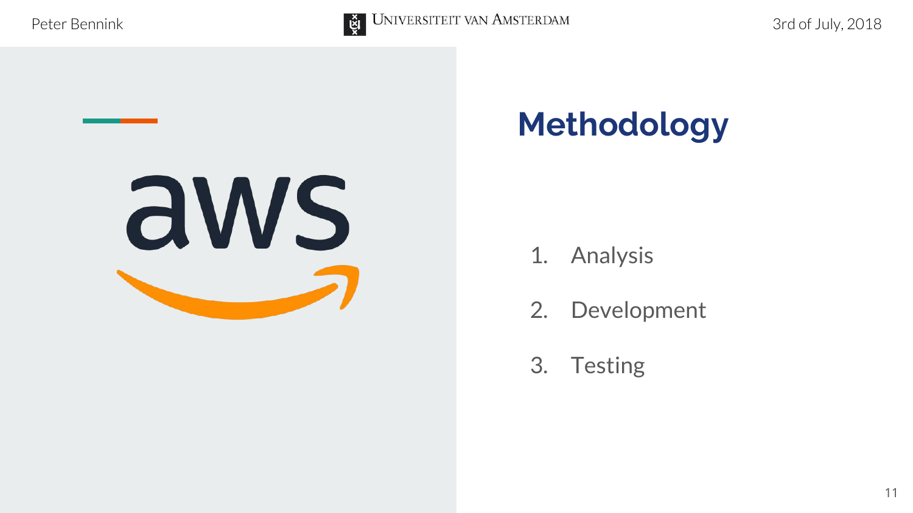# Methodology

1. Analysis
2. Development
3. Testing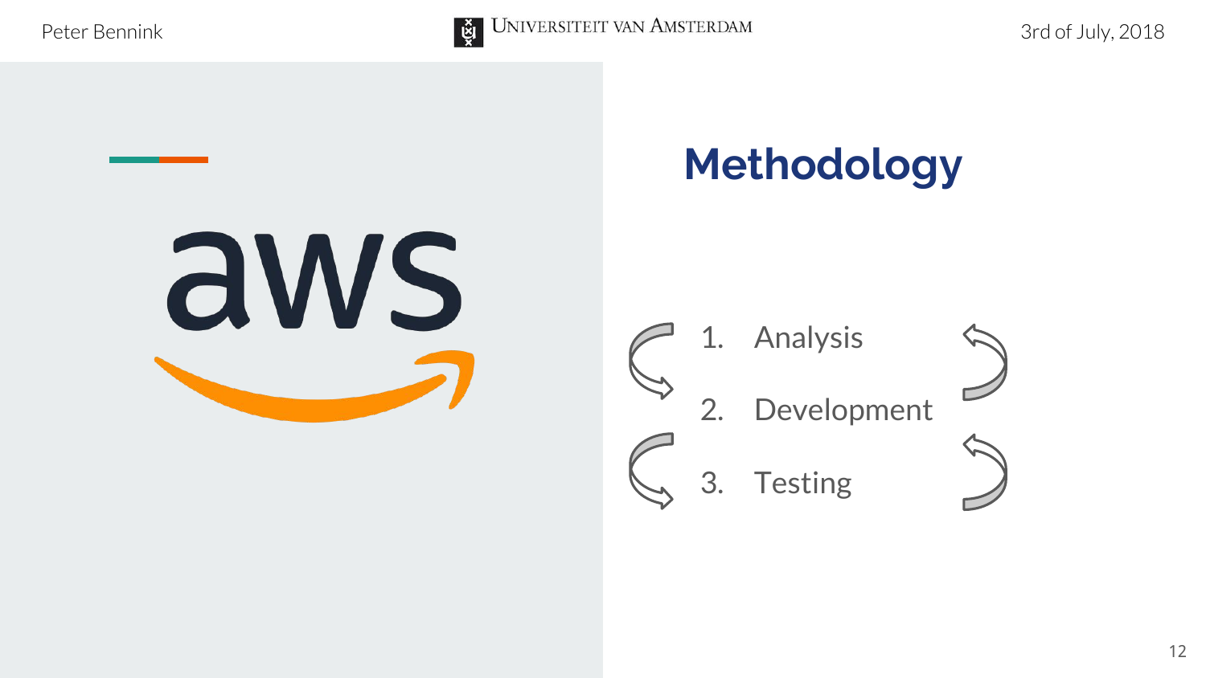# Methodology

1. Analysis
2. Development
3. Testing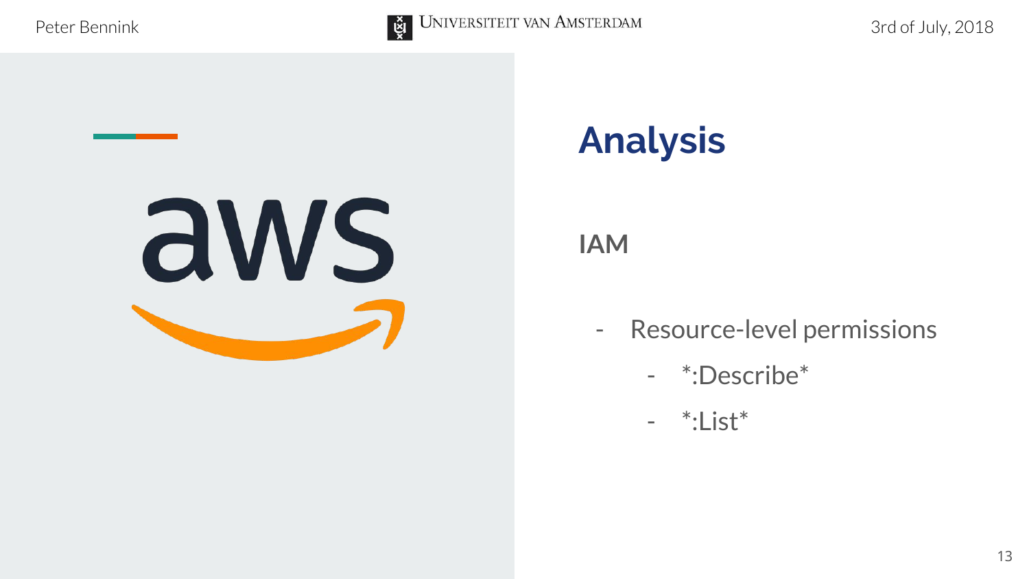# Analysis

## IAM

- Resource-level permissions
  - *:Describe*
  - *:List*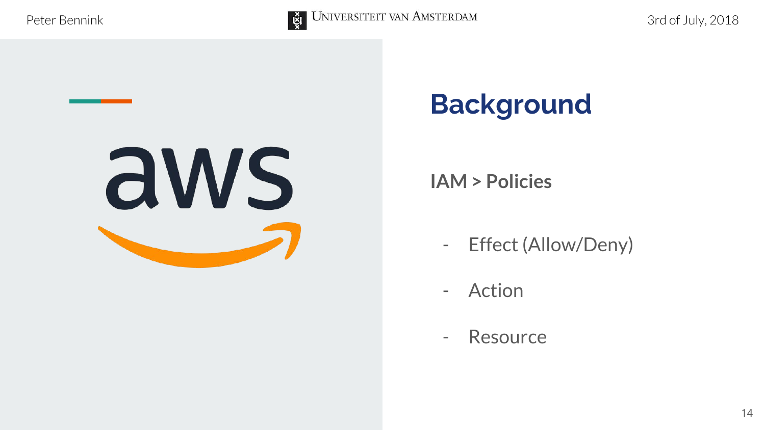# Background

**IAM > Policies**

- Effect (Allow/Deny)
- Action
- Resource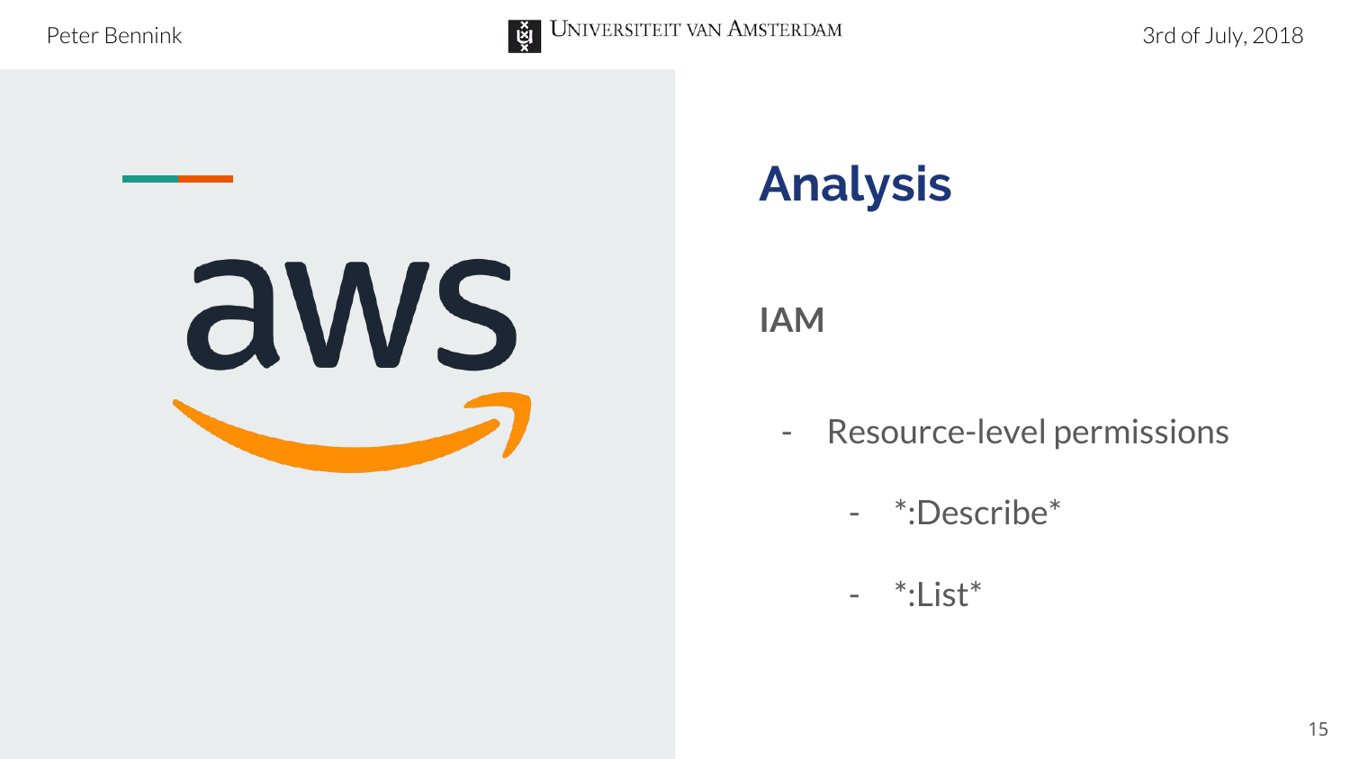# Analysis

## IAM

- Resource-level permissions
  - *:Describe*
  - *:List*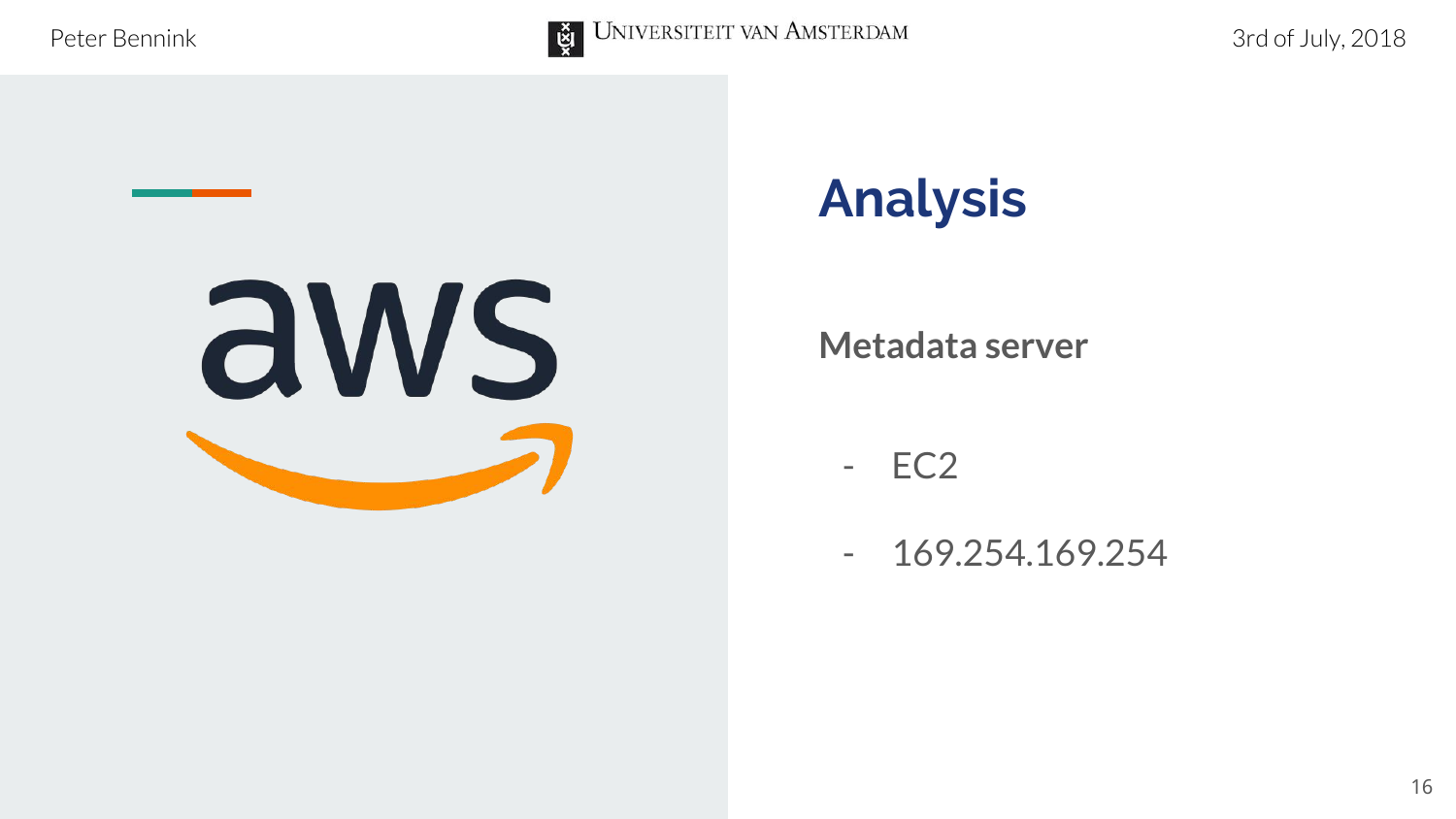# Analysis

## Metadata server

- EC2
- 169.254.169.254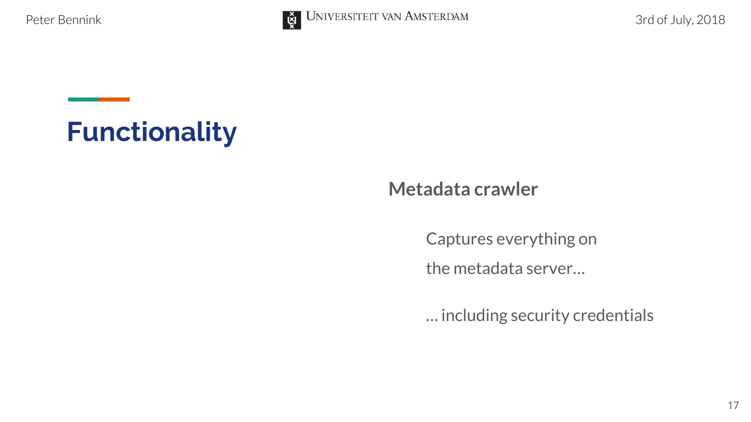# Functionality

## Metadata crawler

Captures everything on the metadata server…

… including security credentials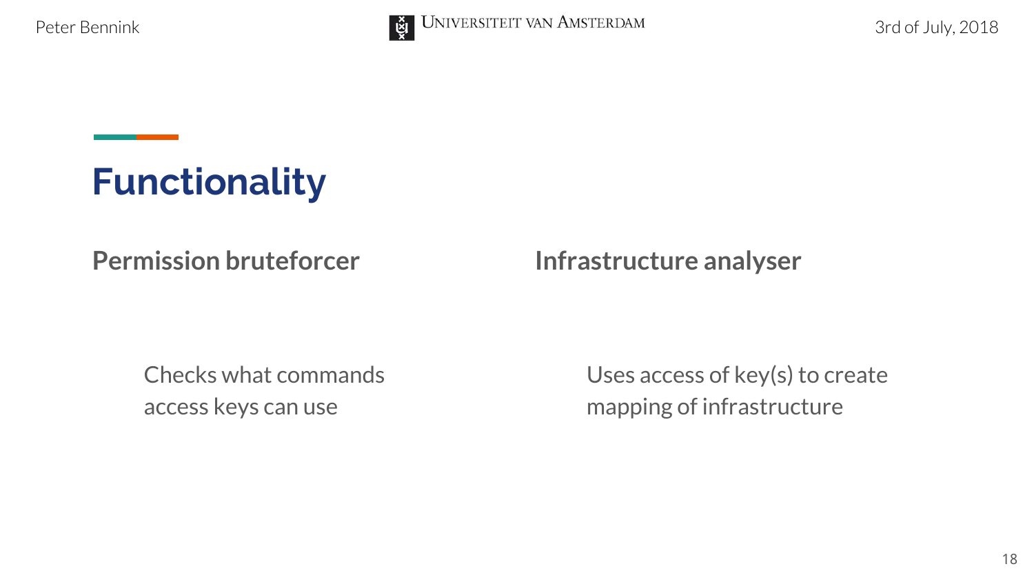# Functionality

## Permission bruteforcer

Checks what commands access keys can use

## Infrastructure analyser

Uses access of key(s) to create mapping of infrastructure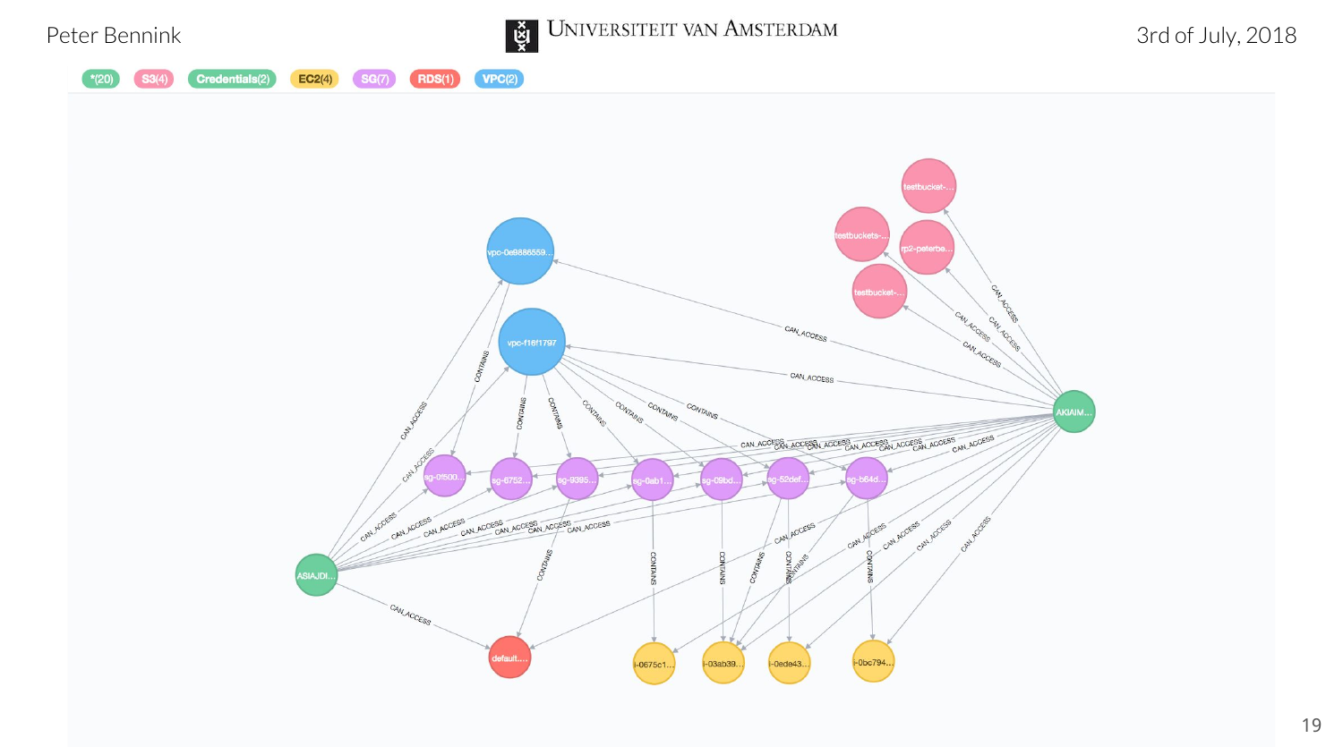*(20) S3(4) Credentials(2) EC2(4) SG(7) RDS(1) VPC(2)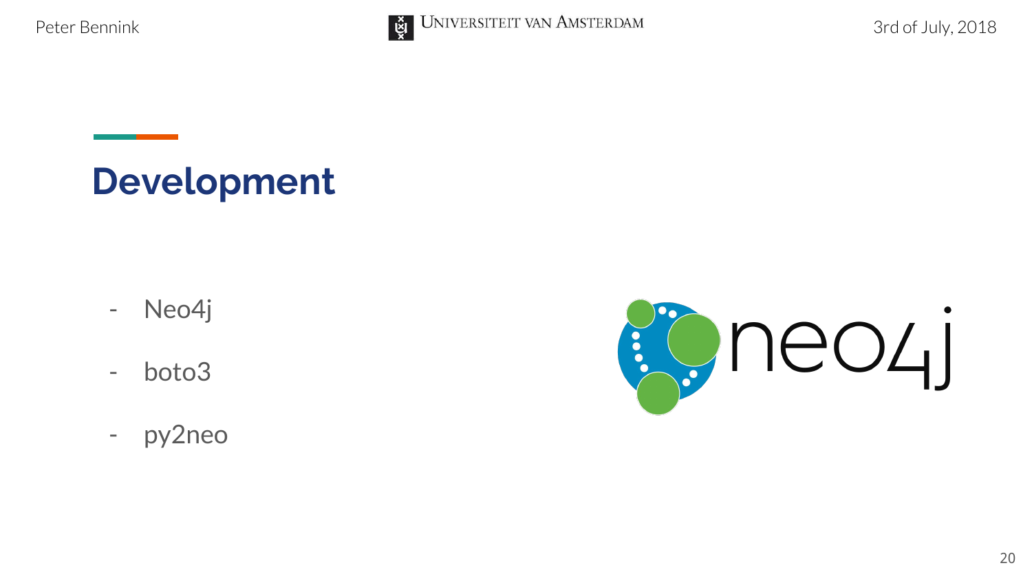# Development

- Neo4j
- boto3
- py2neo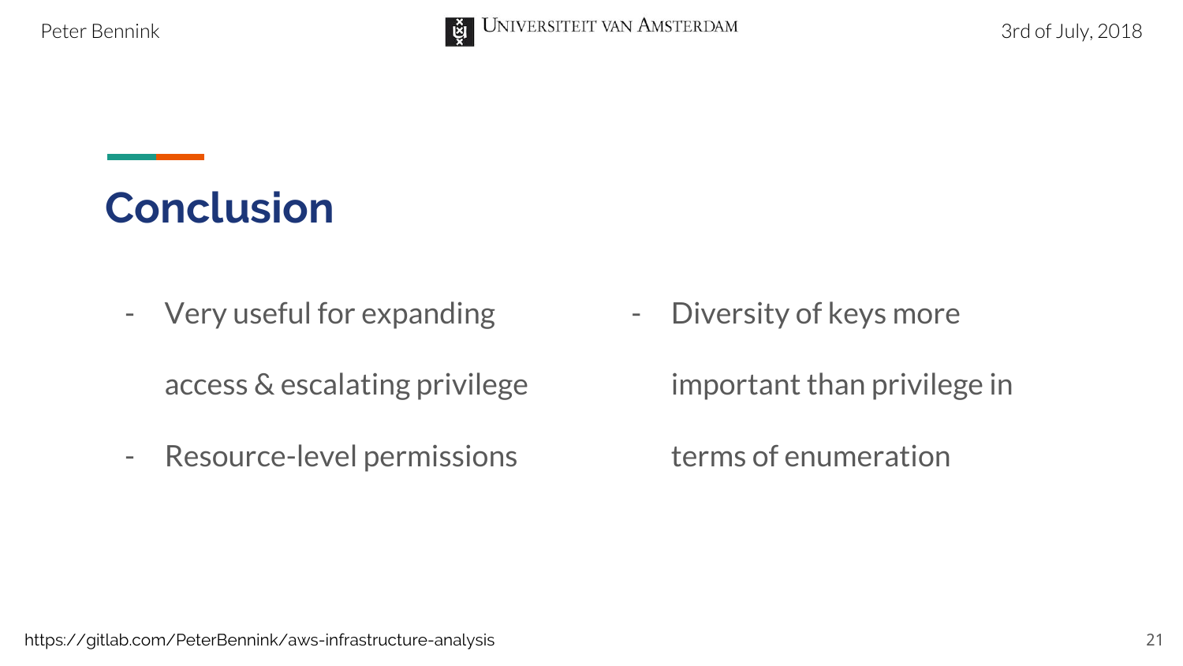## Conclusion

- Very useful for expanding access & escalating privilege
- Resource-level permissions
- Diversity of keys more important than privilege in terms of enumeration

https://gitlab.com/PeterBennink/aws-infrastructure-analysis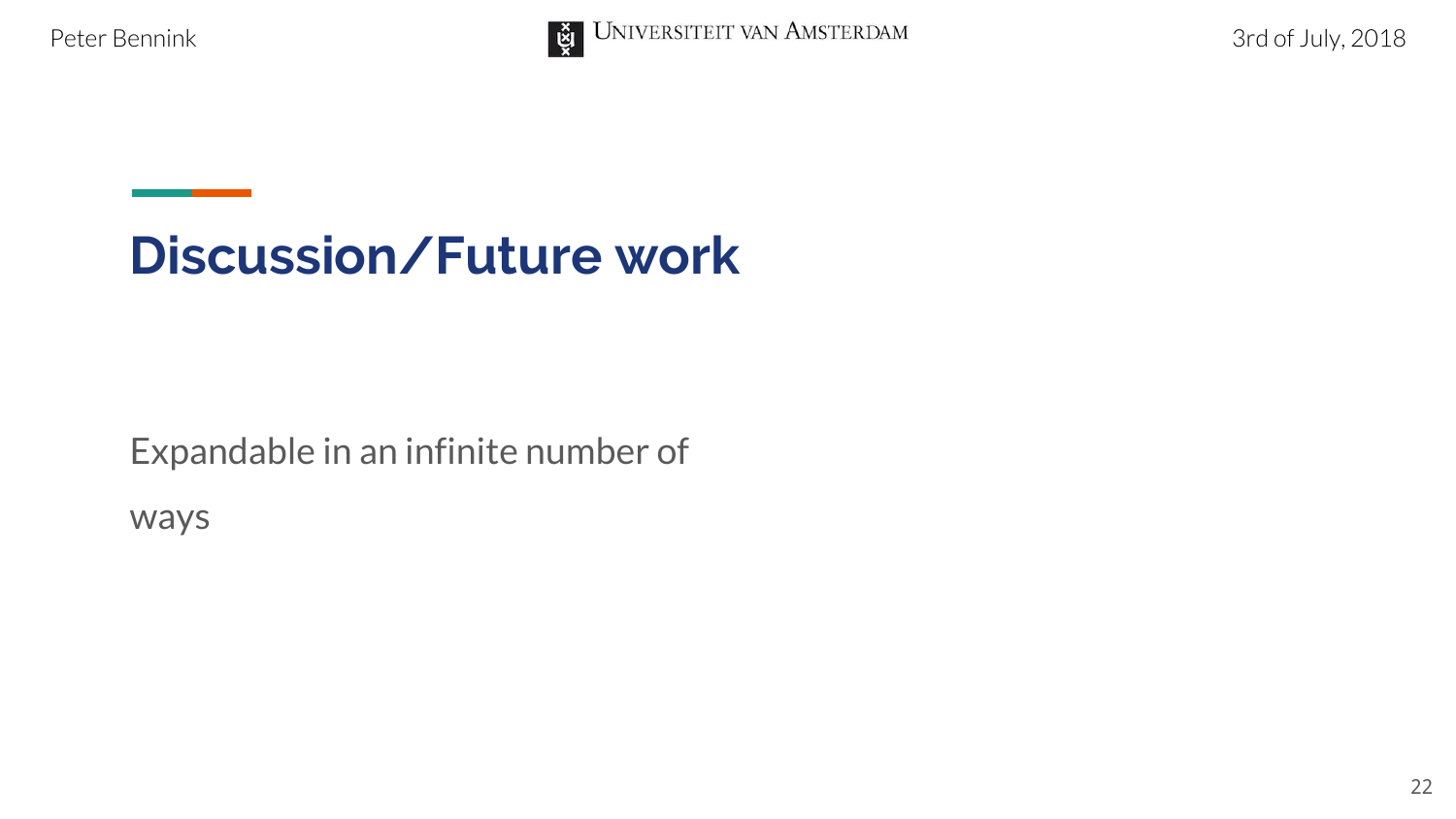# Discussion/Future work

Expandable in an infinite number of ways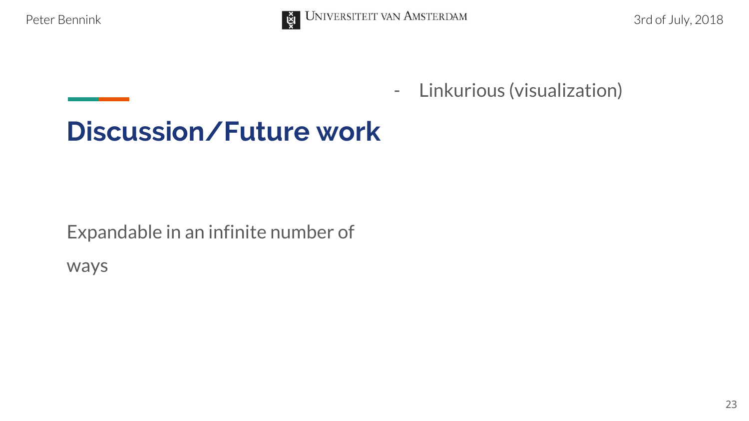# Discussion/Future work

Expandable in an infinite number of ways

- Linkurious (visualization)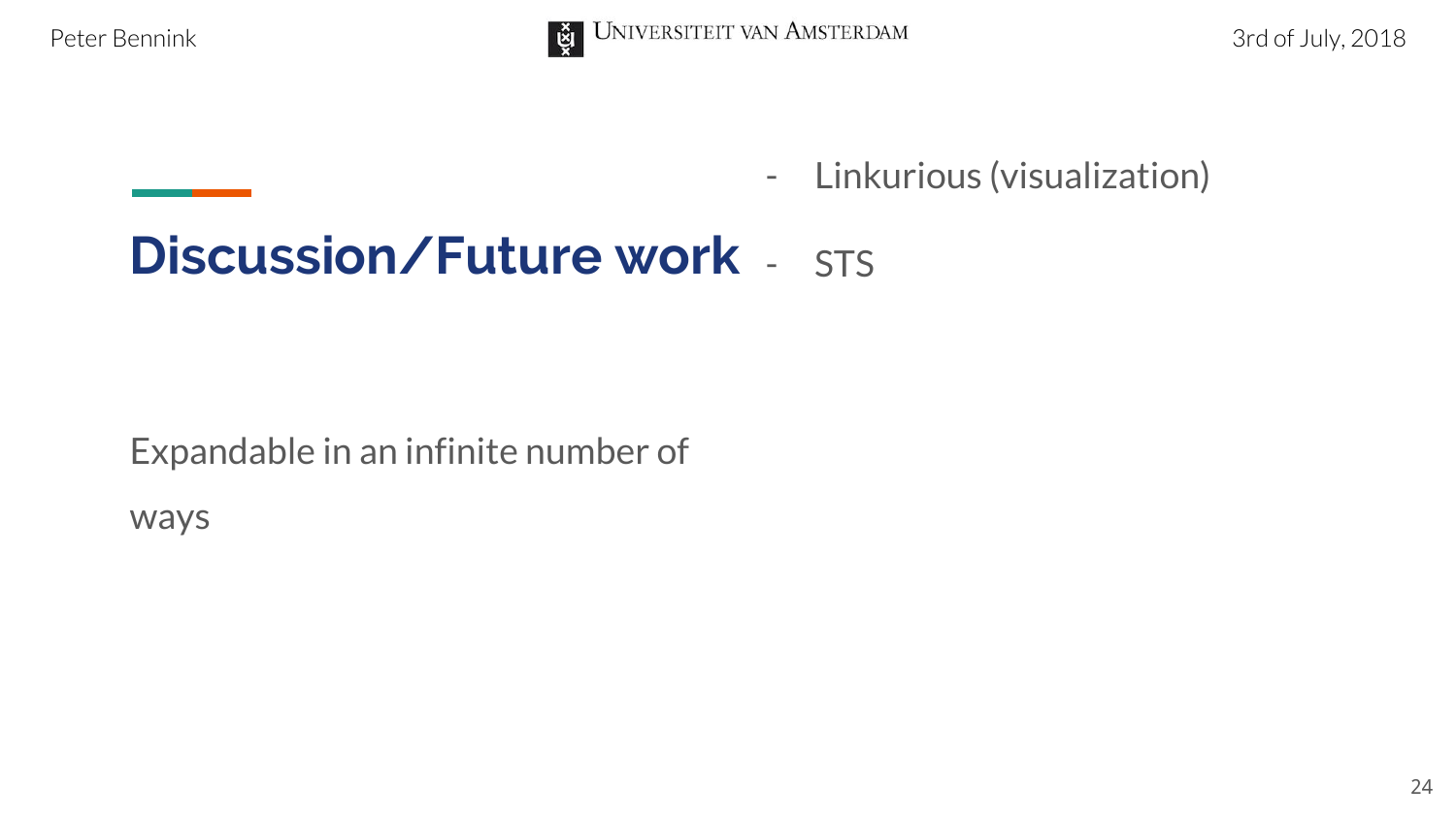# Discussion/Future work

Expandable in an infinite number of ways

- Linkurious (visualization)
- STS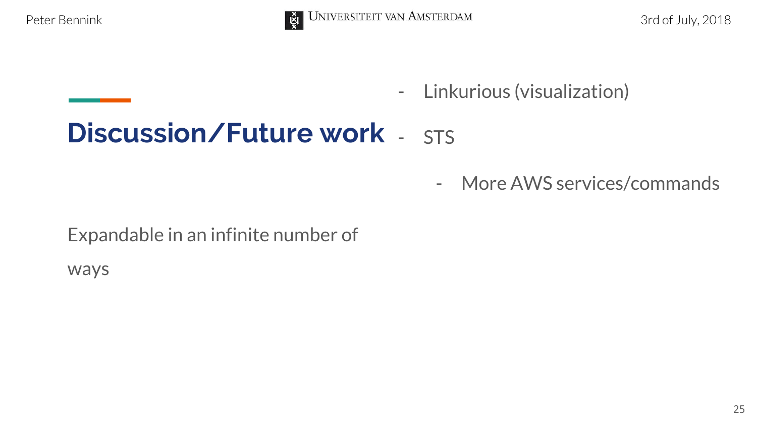## Discussion/Future work

Expandable in an infinite number of ways

- Linkurious (visualization)
- STS
  - More AWS services/commands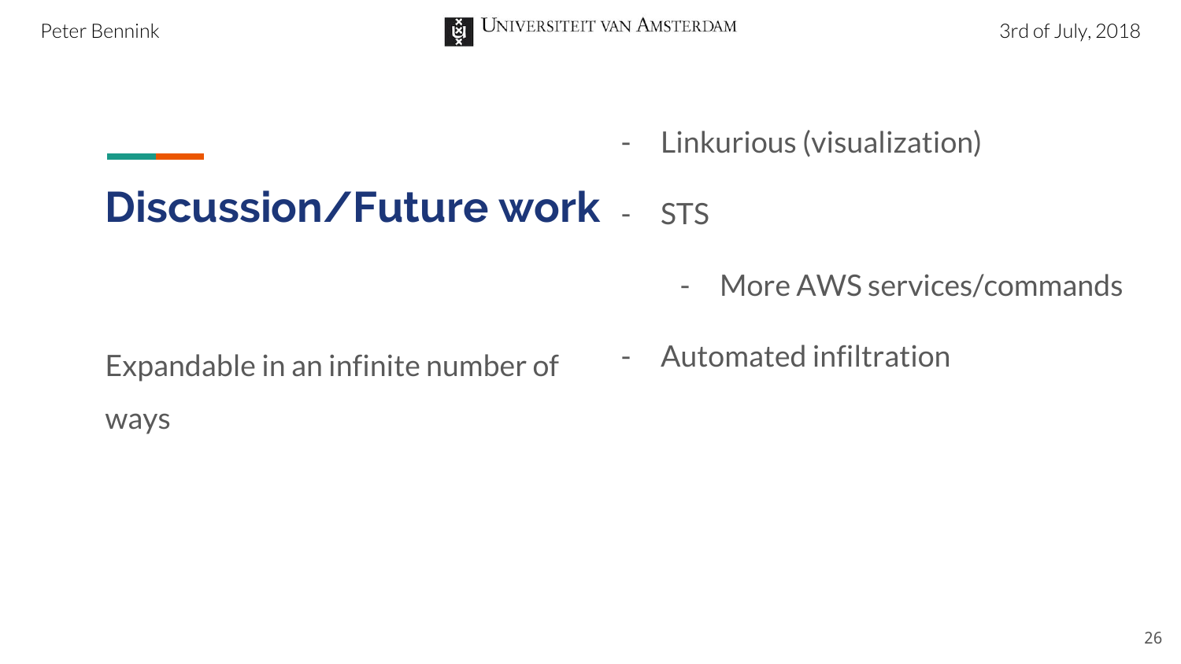# Discussion/Future work

Expandable in an infinite number of ways

- Linkurious (visualization)
- STS
  - More AWS services/commands
- Automated infiltration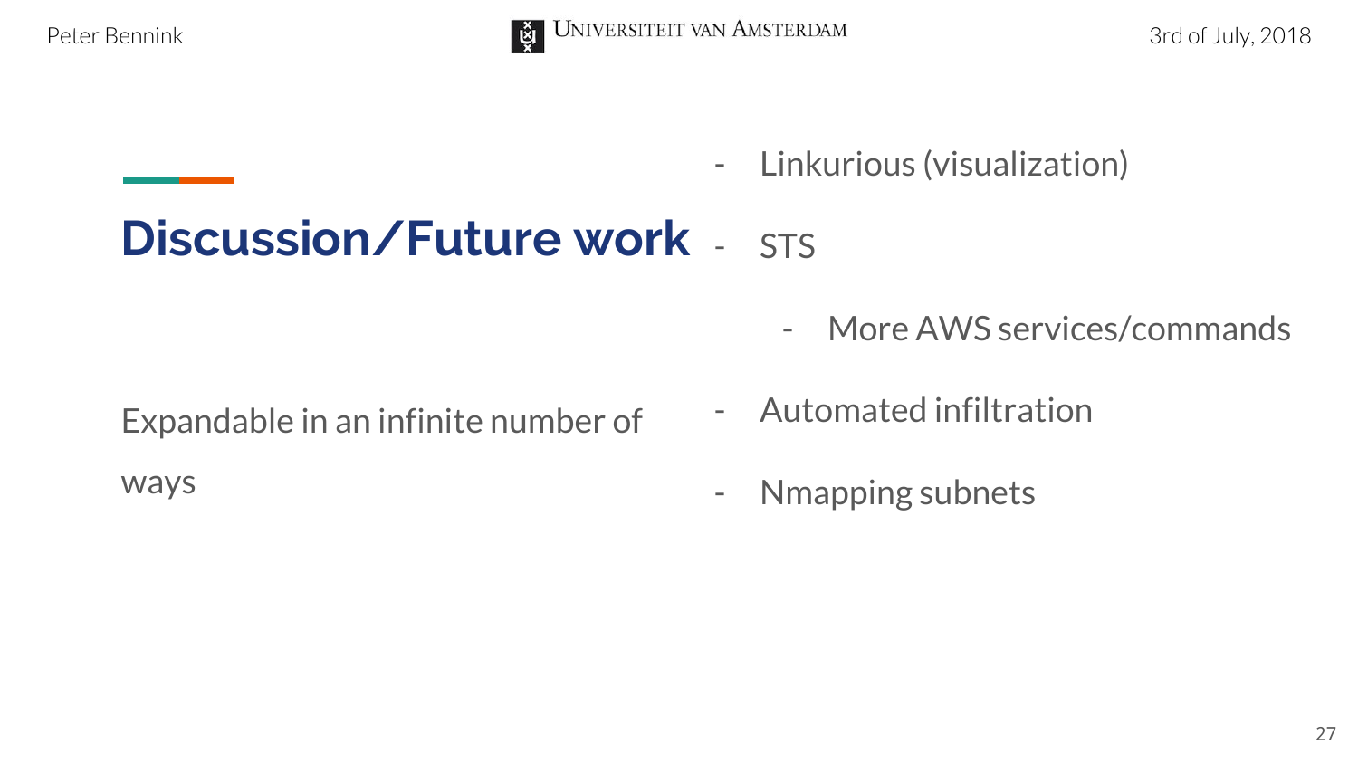## Discussion/Future work

Expandable in an infinite number of ways

- Linkurious (visualization)
- STS
  - More AWS services/commands
- Automated infiltration
- Nmapping subnets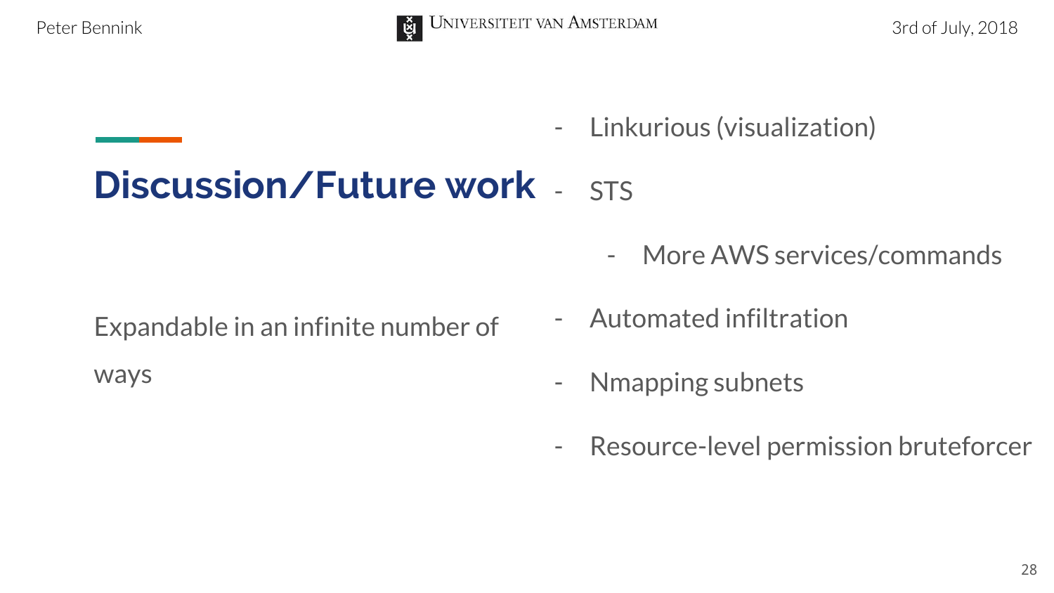# Discussion/Future work

Expandable in an infinite number of ways

- Linkurious (visualization)
- STS
  - More AWS services/commands
- Automated infiltration
- Nmapping subnets
- Resource-level permission bruteforcer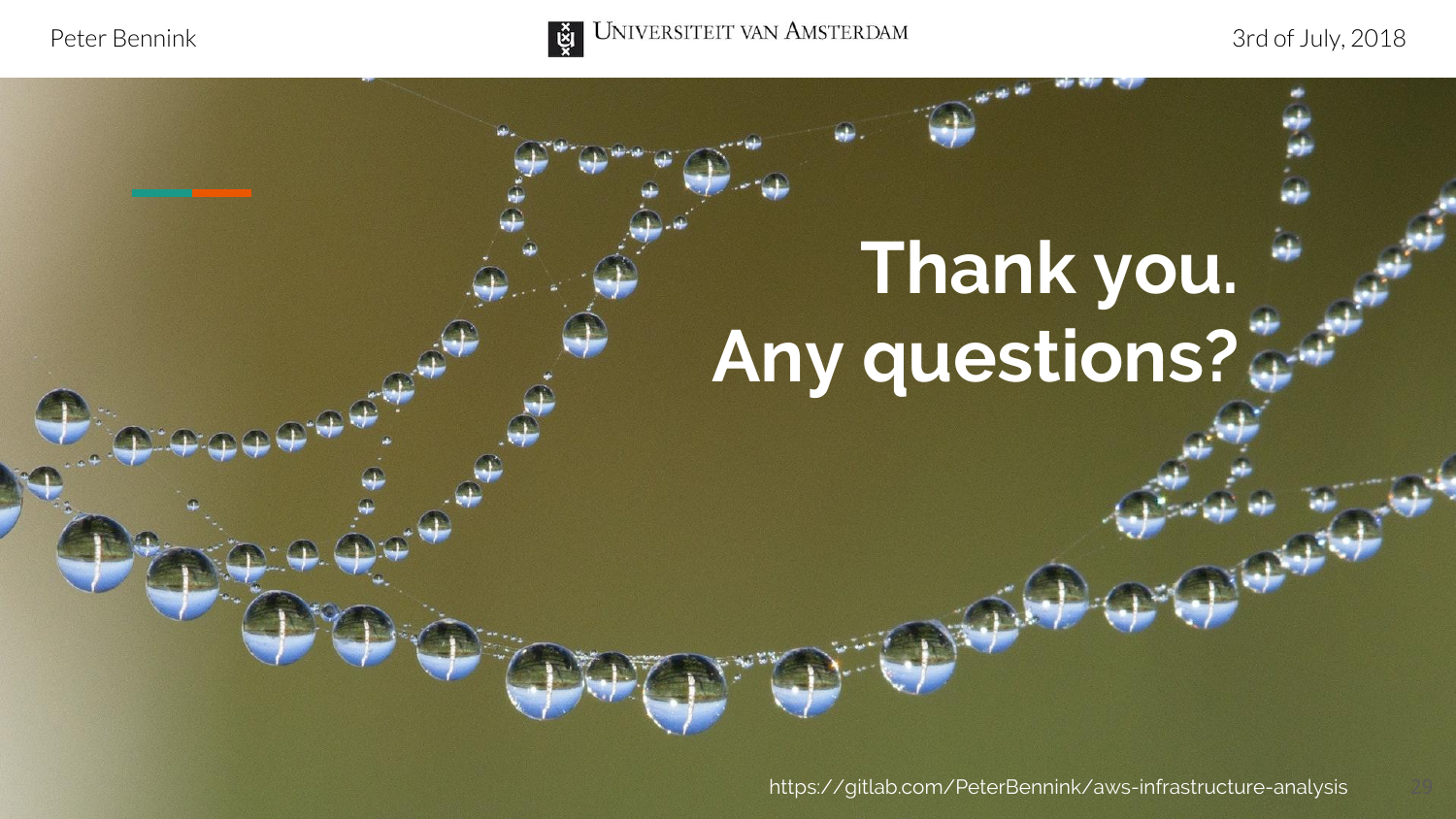# Thank you.
# Any questions?

https://gitlab.com/PeterBennink/aws-infrastructure-analysis